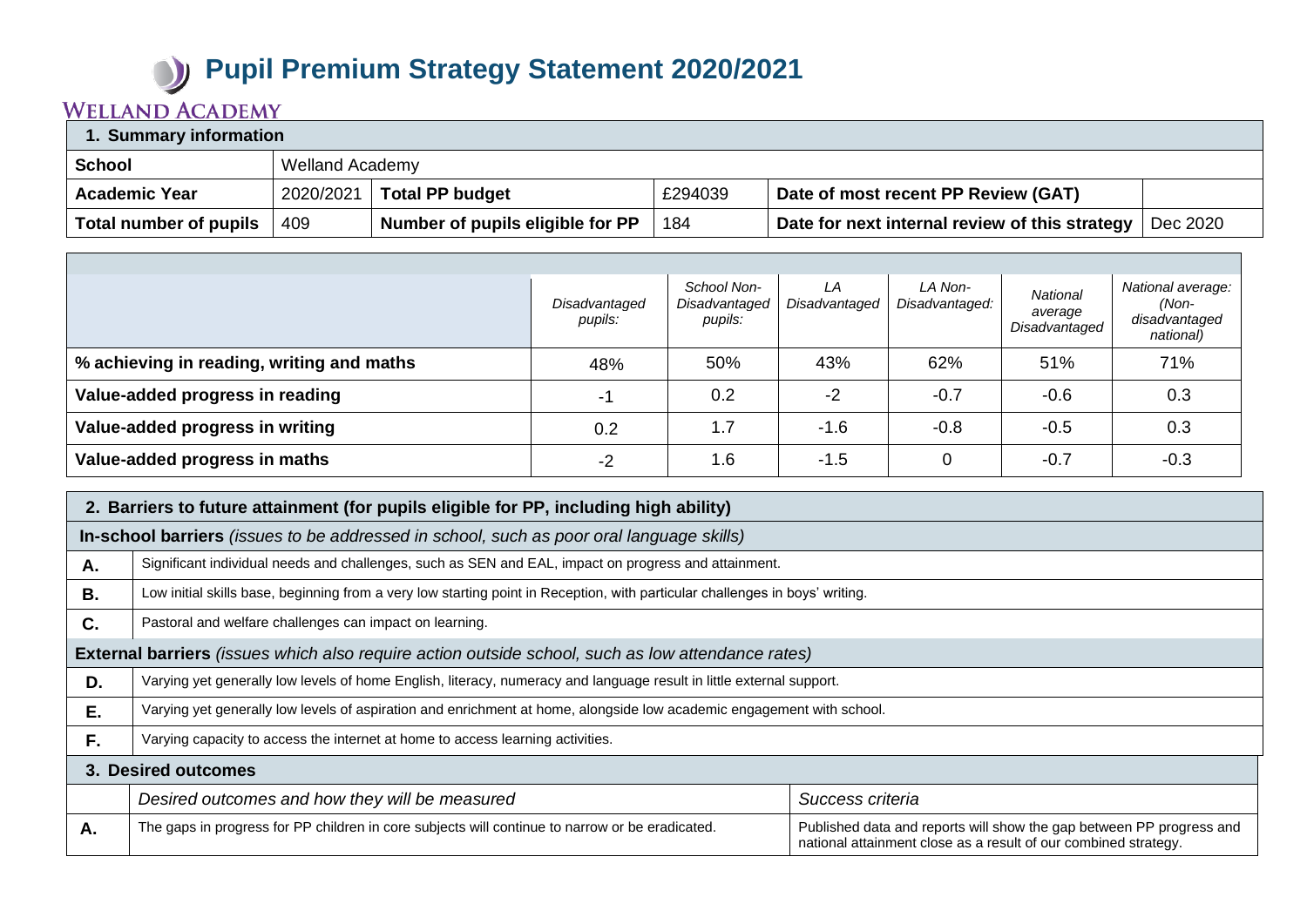# Pupil Premium Strategy Statement 2020/2021

**WELLAND ACADEMY**

| 1. Summary information | | | | | |
|---|---|---|---|---|---|
| **School** | Welland Academy | | | | |
| **Academic Year** | 2020/2021 | **Total PP budget** | £294039 | **Date of most recent PP Review (GAT)** | |
| **Total number of pupils** | 409 | **Number of pupils eligible for PP** | 184 | **Date for next internal review of this strategy** | Dec 2020 |

| | *Disadvantaged pupils:* | *School Non-Disadvantaged pupils:* | *LA Disadvantaged* | *LA Non-Disadvantaged:* | *National average Disadvantaged* | *National average: (Non-disadvantaged national)* |
|---|---|---|---|---|---|---|
| **% achieving in reading, writing and maths** | 48% | 50% | 43% | 62% | 51% | 71% |
| **Value-added progress in reading** | -1 | 0.2 | -2 | -0.7 | -0.6 | 0.3 |
| **Value-added progress in writing** | 0.2 | 1.7 | -1.6 | -0.8 | -0.5 | 0.3 |
| **Value-added progress in maths** | -2 | 1.6 | -1.5 | 0 | -0.7 | -0.3 |

| 2. Barriers to future attainment (for pupils eligible for PP, including high ability) | |
|---|---|
| **In-school barriers** *(issues to be addressed in school, such as poor oral language skills)* | |
| **A.** | Significant individual needs and challenges, such as SEN and EAL, impact on progress and attainment. |
| **B.** | Low initial skills base, beginning from a very low starting point in Reception, with particular challenges in boys' writing. |
| **C.** | Pastoral and welfare challenges can impact on learning. |
| **External barriers** *(issues which also require action outside school, such as low attendance rates)* | |
| **D.** | Varying yet generally low levels of home English, literacy, numeracy and language result in little external support. |
| **E.** | Varying yet generally low levels of aspiration and enrichment at home, alongside low academic engagement with school. |
| **F.** | Varying capacity to access the internet at home to access learning activities. |

| 3. Desired outcomes | | |
|---|---|---|
| | *Desired outcomes and how they will be measured* | *Success criteria* |
| **A.** | The gaps in progress for PP children in core subjects will continue to narrow or be eradicated. | Published data and reports will show the gap between PP progress and national attainment close as a result of our combined strategy. |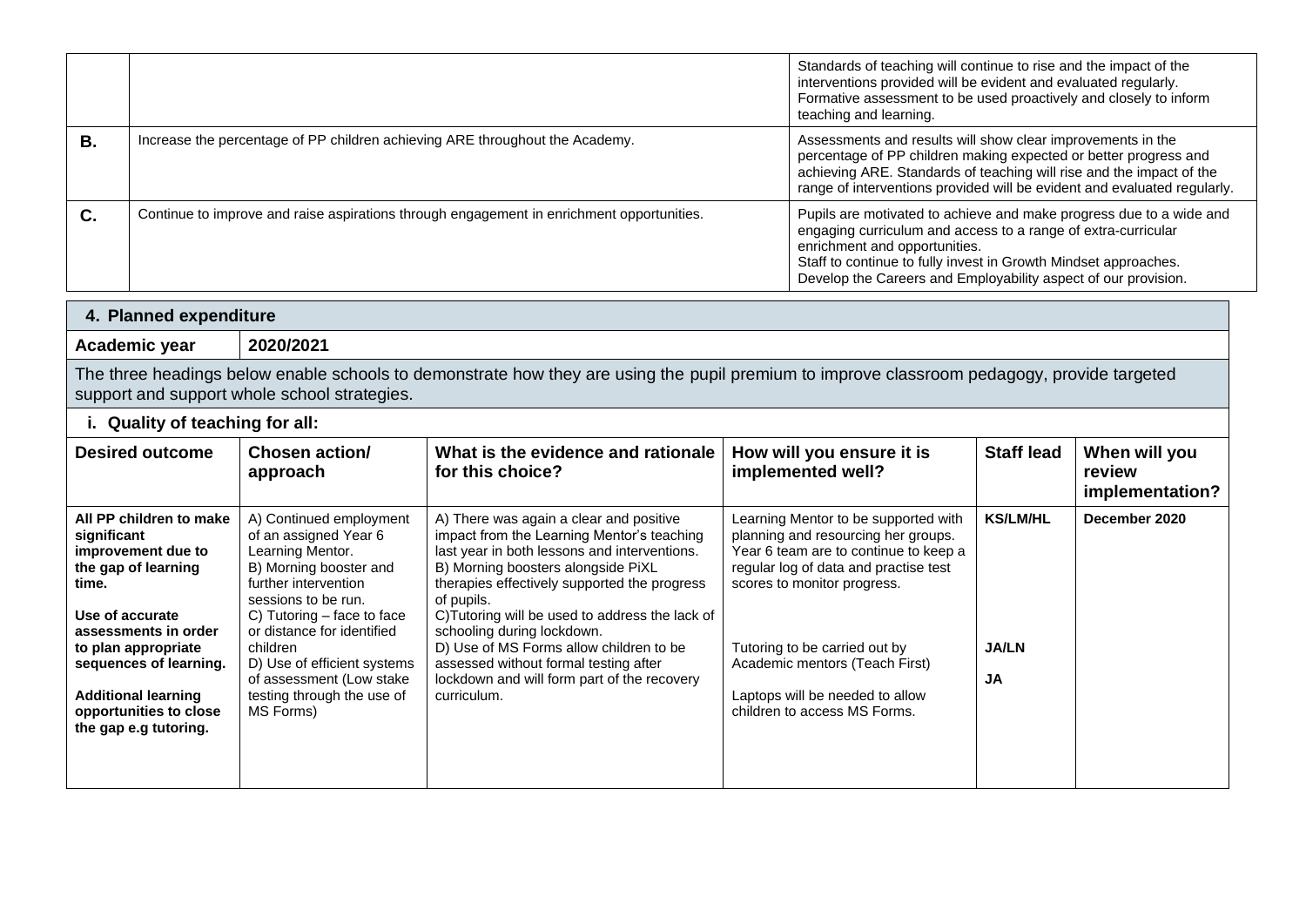| | | |
|---|---|---|
| | | Standards of teaching will continue to rise and the impact of the interventions provided will be evident and evaluated regularly. Formative assessment to be used proactively and closely to inform teaching and learning. |
| **B.** | Increase the percentage of PP children achieving ARE throughout the Academy. | Assessments and results will show clear improvements in the percentage of PP children making expected or better progress and achieving ARE. Standards of teaching will rise and the impact of the range of interventions provided will be evident and evaluated regularly. |
| **C.** | Continue to improve and raise aspirations through engagement in enrichment opportunities. | Pupils are motivated to achieve and make progress due to a wide and engaging curriculum and access to a range of extra-curricular enrichment and opportunities.<br>Staff to continue to fully invest in Growth Mindset approaches.<br>Develop the Careers and Employability aspect of our provision. |

## 4. Planned expenditure

**Academic year** 2020/2021

The three headings below enable schools to demonstrate how they are using the pupil premium to improve classroom pedagogy, provide targeted support and support whole school strategies.

### i. Quality of teaching for all:

| Desired outcome | Chosen action/ approach | What is the evidence and rationale for this choice? | How will you ensure it is implemented well? | Staff lead | When will you review implementation? |
|---|---|---|---|---|---|
| **All PP children to make significant improvement due to the gap of learning time.**<br><br>**Use of accurate assessments in order to plan appropriate sequences of learning.**<br><br>**Additional learning opportunities to close the gap e.g tutoring.** | A) Continued employment of an assigned Year 6 Learning Mentor.<br>B) Morning booster and further intervention sessions to be run.<br>C) Tutoring – face to face or distance for identified children<br>D) Use of efficient systems of assessment (Low stake testing through the use of MS Forms) | A) There was again a clear and positive impact from the Learning Mentor's teaching last year in both lessons and interventions.<br>B) Morning boosters alongside PiXL therapies effectively supported the progress of pupils.<br>C)Tutoring will be used to address the lack of schooling during lockdown.<br>D) Use of MS Forms allow children to be assessed without formal testing after lockdown and will form part of the recovery curriculum. | Learning Mentor to be supported with planning and resourcing her groups. Year 6 team are to continue to keep a regular log of data and practise test scores to monitor progress.<br><br>Tutoring to be carried out by Academic mentors (Teach First)<br><br>Laptops will be needed to allow children to access MS Forms. | **KS/LM/HL**<br><br>**JA/LN**<br><br>**JA** | **December 2020** |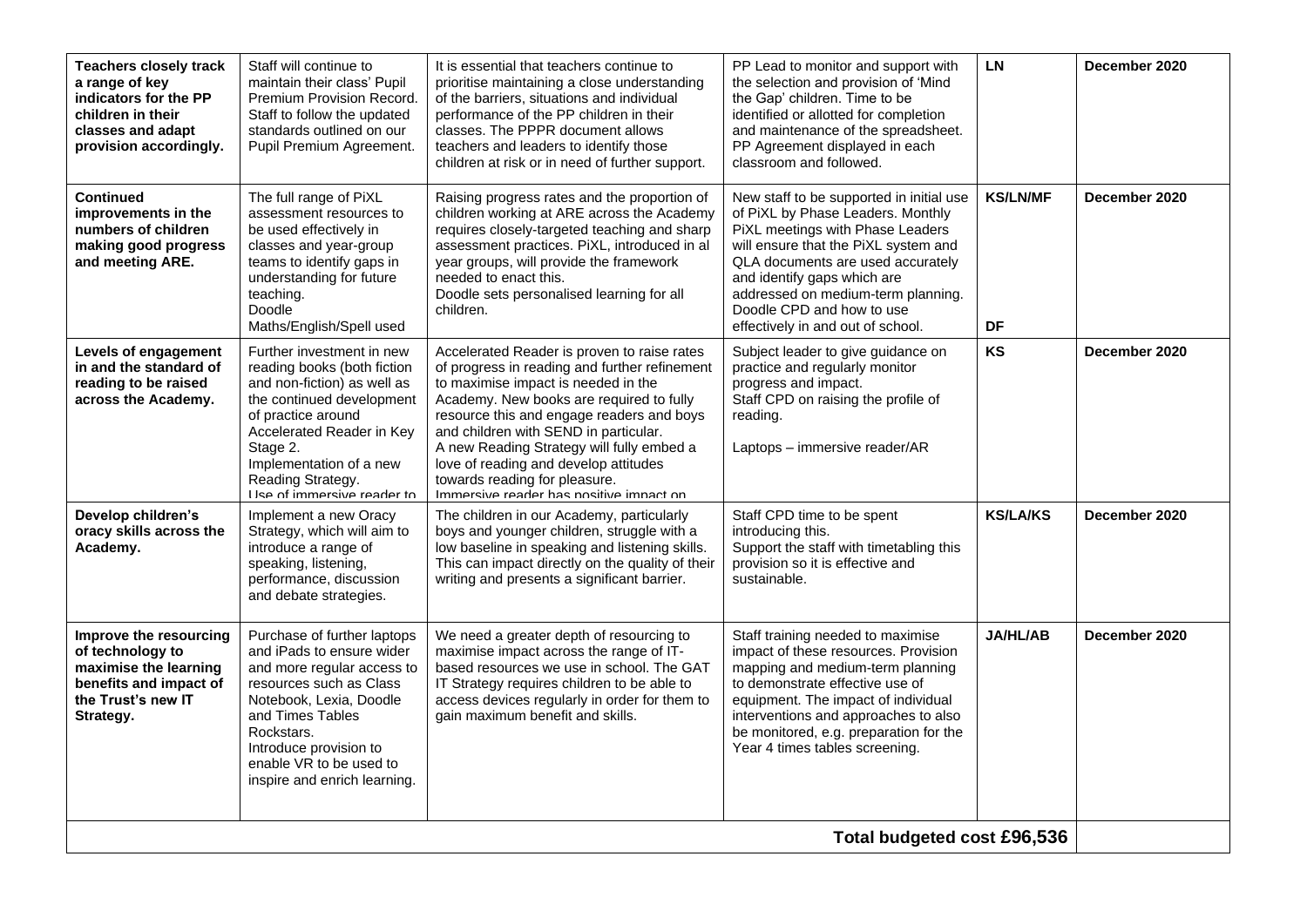| **Teachers closely track a range of key indicators for the PP children in their classes and adapt provision accordingly.** | Staff will continue to maintain their class' Pupil Premium Provision Record. Staff to follow the updated standards outlined on our Pupil Premium Agreement. | It is essential that teachers continue to prioritise maintaining a close understanding of the barriers, situations and individual performance of the PP children in their classes. The PPPR document allows teachers and leaders to identify those children at risk or in need of further support. | PP Lead to monitor and support with the selection and provision of 'Mind the Gap' children. Time to be identified or allotted for completion and maintenance of the spreadsheet. PP Agreement displayed in each classroom and followed. | **LN** | **December 2020** |
|---|---|---|---|---|---|
| **Continued improvements in the numbers of children making good progress and meeting ARE.** | The full range of PiXL assessment resources to be used effectively in classes and year-group teams to identify gaps in understanding for future teaching.<br>Doodle Maths/English/Spell used | Raising progress rates and the proportion of children working at ARE across the Academy requires closely-targeted teaching and sharp assessment practices. PiXL, introduced in al year groups, will provide the framework needed to enact this.<br>Doodle sets personalised learning for all children. | New staff to be supported in initial use of PiXL by Phase Leaders. Monthly PiXL meetings with Phase Leaders will ensure that the PiXL system and QLA documents are used accurately and identify gaps which are addressed on medium-term planning.<br>Doodle CPD and how to use effectively in and out of school. | **KS/LN/MF**<br><br>**DF** | **December 2020** |
| **Levels of engagement in and the standard of reading to be raised across the Academy.** | Further investment in new reading books (both fiction and non-fiction) as well as the continued development of practice around Accelerated Reader in Key Stage 2.<br>Implementation of a new Reading Strategy.<br>Use of immersive reader to | Accelerated Reader is proven to raise rates of progress in reading and further refinement to maximise impact is needed in the Academy. New books are required to fully resource this and engage readers and boys and children with SEND in particular.<br>A new Reading Strategy will fully embed a love of reading and develop attitudes towards reading for pleasure.<br>Immersive reader has positive impact on | Subject leader to give guidance on practice and regularly monitor progress and impact.<br>Staff CPD on raising the profile of reading.<br><br>Laptops – immersive reader/AR | **KS** | **December 2020** |
| **Develop children's oracy skills across the Academy.** | Implement a new Oracy Strategy, which will aim to introduce a range of speaking, listening, performance, discussion and debate strategies. | The children in our Academy, particularly boys and younger children, struggle with a low baseline in speaking and listening skills. This can impact directly on the quality of their writing and presents a significant barrier. | Staff CPD time to be spent introducing this.<br>Support the staff with timetabling this provision so it is effective and sustainable. | **KS/LA/KS** | **December 2020** |
| **Improve the resourcing of technology to maximise the learning benefits and impact of the Trust's new IT Strategy.** | Purchase of further laptops and iPads to ensure wider and more regular access to resources such as Class Notebook, Lexia, Doodle and Times Tables Rockstars.<br>Introduce provision to enable VR to be used to inspire and enrich learning. | We need a greater depth of resourcing to maximise impact across the range of IT-based resources we use in school. The GAT IT Strategy requires children to be able to access devices regularly in order for them to gain maximum benefit and skills. | Staff training needed to maximise impact of these resources. Provision mapping and medium-term planning to demonstrate effective use of equipment. The impact of individual interventions and approaches to also be monitored, e.g. preparation for the Year 4 times tables screening. | **JA/HL/AB** | **December 2020** |
| | | | | **Total budgeted cost £96,536** | |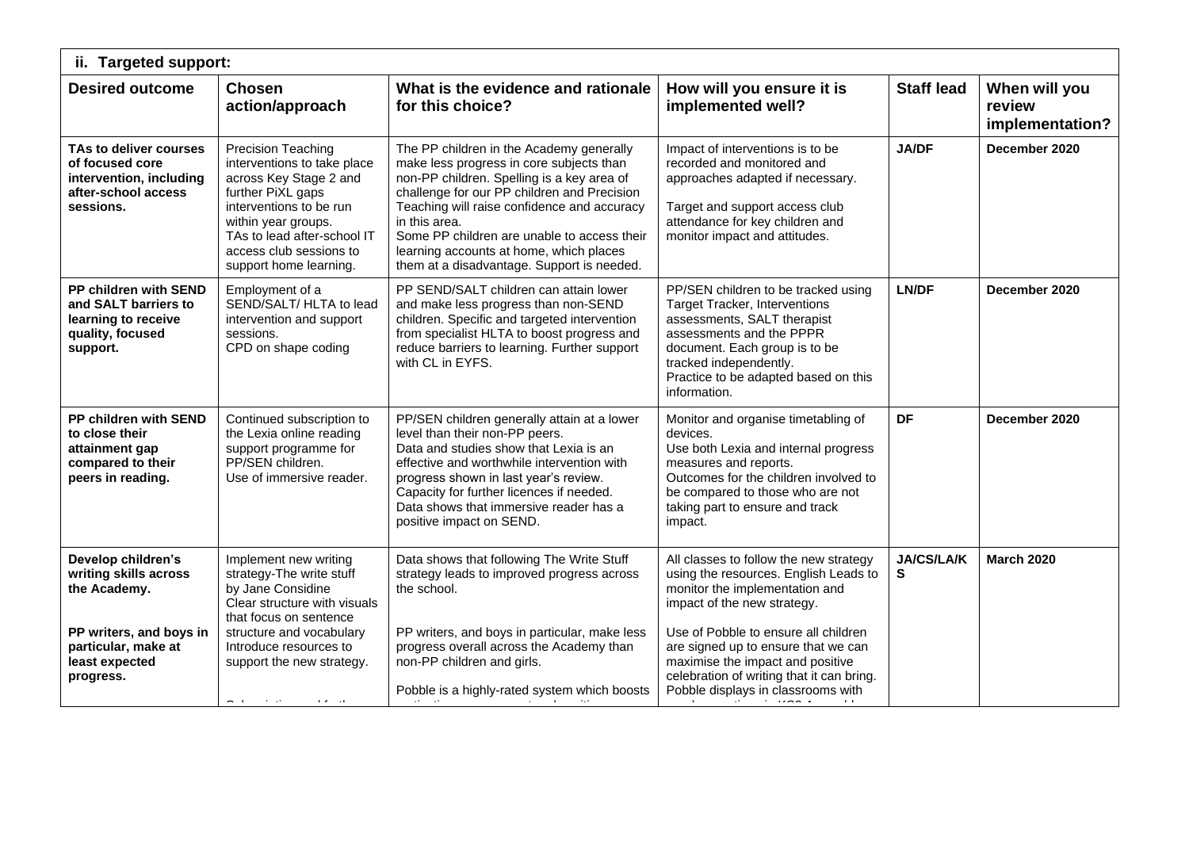| ii. Targeted support: | | | | | |
|---|---|---|---|---|---|
| **Desired outcome** | **Chosen action/approach** | **What is the evidence and rationale for this choice?** | **How will you ensure it is implemented well?** | **Staff lead** | **When will you review implementation?** |
| **TAs to deliver courses of focused core intervention, including after-school access sessions.** | Precision Teaching interventions to take place across Key Stage 2 and further PiXL gaps interventions to be run within year groups. TAs to lead after-school IT access club sessions to support home learning. | The PP children in the Academy generally make less progress in core subjects than non-PP children. Spelling is a key area of challenge for our PP children and Precision Teaching will raise confidence and accuracy in this area. Some PP children are unable to access their learning accounts at home, which places them at a disadvantage. Support is needed. | Impact of interventions is to be recorded and monitored and approaches adapted if necessary. Target and support access club attendance for key children and monitor impact and attitudes. | **JA/DF** | **December 2020** |
| **PP children with SEND and SALT barriers to learning to receive quality, focused support.** | Employment of a SEND/SALT/ HLTA to lead intervention and support sessions. CPD on shape coding | PP SEND/SALT children can attain lower and make less progress than non-SEND children. Specific and targeted intervention from specialist HLTA to boost progress and reduce barriers to learning. Further support with CL in EYFS. | PP/SEN children to be tracked using Target Tracker, Interventions assessments, SALT therapist assessments and the PPPR document. Each group is to be tracked independently. Practice to be adapted based on this information. | **LN/DF** | **December 2020** |
| **PP children with SEND to close their attainment gap compared to their peers in reading.** | Continued subscription to the Lexia online reading support programme for PP/SEN children. Use of immersive reader. | PP/SEN children generally attain at a lower level than their non-PP peers. Data and studies show that Lexia is an effective and worthwhile intervention with progress shown in last year's review. Capacity for further licences if needed. Data shows that immersive reader has a positive impact on SEND. | Monitor and organise timetabling of devices. Use both Lexia and internal progress measures and reports. Outcomes for the children involved to be compared to those who are not taking part to ensure and track impact. | **DF** | **December 2020** |
| **Develop children's writing skills across the Academy.** **PP writers, and boys in particular, make at least expected progress.** | Implement new writing strategy-The write stuff by Jane Considine Clear structure with visuals that focus on sentence structure and vocabulary Introduce resources to support the new strategy. | Data shows that following The Write Stuff strategy leads to improved progress across the school. PP writers, and boys in particular, make less progress overall across the Academy than non-PP children and girls. Pobble is a highly-rated system which boosts | All classes to follow the new strategy using the resources. English Leads to monitor the implementation and impact of the new strategy. Use of Pobble to ensure all children are signed up to ensure that we can maximise the impact and positive celebration of writing that it can bring. Pobble displays in classrooms with | **JA/CS/LA/KS** | **March 2020** |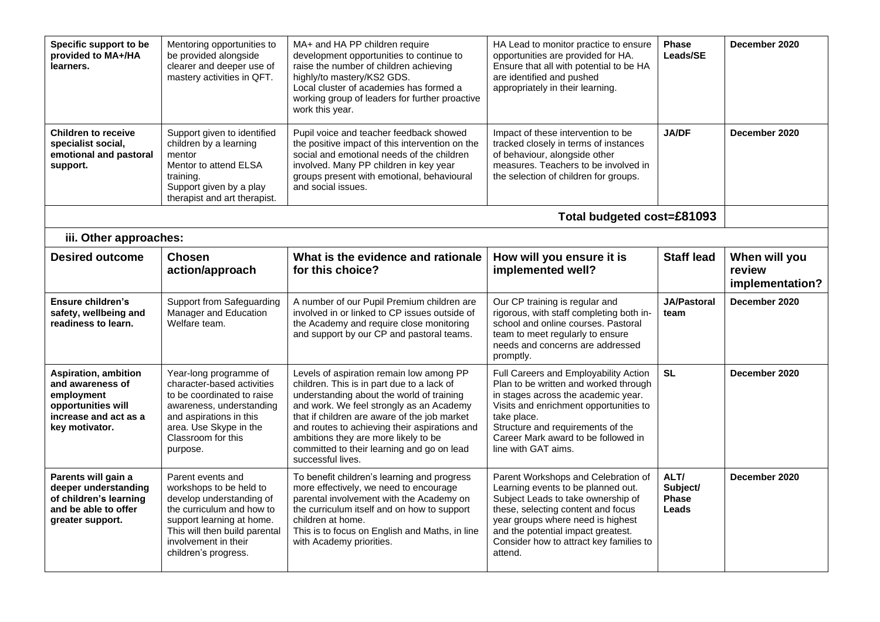| | | | | | |
|---|---|---|---|---|---|
| **Specific support to be provided to MA+/HA learners.** | Mentoring opportunities to be provided alongside clearer and deeper use of mastery activities in QFT. | MA+ and HA PP children require development opportunities to continue to raise the number of children achieving highly/to mastery/KS2 GDS.<br>Local cluster of academies has formed a working group of leaders for further proactive work this year. | HA Lead to monitor practice to ensure opportunities are provided for HA. Ensure that all with potential to be HA are identified and pushed appropriately in their learning. | **Phase Leads/SE** | **December 2020** |
| **Children to receive specialist social, emotional and pastoral support.** | Support given to identified children by a learning mentor<br>Mentor to attend ELSA training.<br>Support given by a play therapist and art therapist. | Pupil voice and teacher feedback showed the positive impact of this intervention on the social and emotional needs of the children involved. Many PP children in key year groups present with emotional, behavioural and social issues. | Impact of these intervention to be tracked closely in terms of instances of behaviour, alongside other measures. Teachers to be involved in the selection of children for groups. | **JA/DF** | **December 2020** |
| | | | | **Total budgeted cost=£81093** | |

**iii. Other approaches:**

| Desired outcome | Chosen action/approach | What is the evidence and rationale for this choice? | How will you ensure it is implemented well? | Staff lead | When will you review implementation? |
|---|---|---|---|---|---|
| **Ensure children's safety, wellbeing and readiness to learn.** | Support from Safeguarding Manager and Education Welfare team. | A number of our Pupil Premium children are involved in or linked to CP issues outside of the Academy and require close monitoring and support by our CP and pastoral teams. | Our CP training is regular and rigorous, with staff completing both in-school and online courses. Pastoral team to meet regularly to ensure needs and concerns are addressed promptly. | **JA/Pastoral team** | **December 2020** |
| **Aspiration, ambition and awareness of employment opportunities will increase and act as a key motivator.** | Year-long programme of character-based activities to be coordinated to raise awareness, understanding and aspirations in this area. Use Skype in the Classroom for this purpose. | Levels of aspiration remain low among PP children. This is in part due to a lack of understanding about the world of training and work. We feel strongly as an Academy that if children are aware of the job market and routes to achieving their aspirations and ambitions they are more likely to be committed to their learning and go on lead successful lives. | Full Careers and Employability Action Plan to be written and worked through in stages across the academic year. Visits and enrichment opportunities to take place.<br>Structure and requirements of the Career Mark award to be followed in line with GAT aims. | **SL** | **December 2020** |
| **Parents will gain a deeper understanding of children's learning and be able to offer greater support.** | Parent events and workshops to be held to develop understanding of the curriculum and how to support learning at home. This will then build parental involvement in their children's progress. | To benefit children's learning and progress more effectively, we need to encourage parental involvement with the Academy on the curriculum itself and on how to support children at home.<br>This is to focus on English and Maths, in line with Academy priorities. | Parent Workshops and Celebration of Learning events to be planned out. Subject Leads to take ownership of these, selecting content and focus year groups where need is highest and the potential impact greatest. Consider how to attract key families to attend. | **ALT/ Subject/ Phase Leads** | **December 2020** |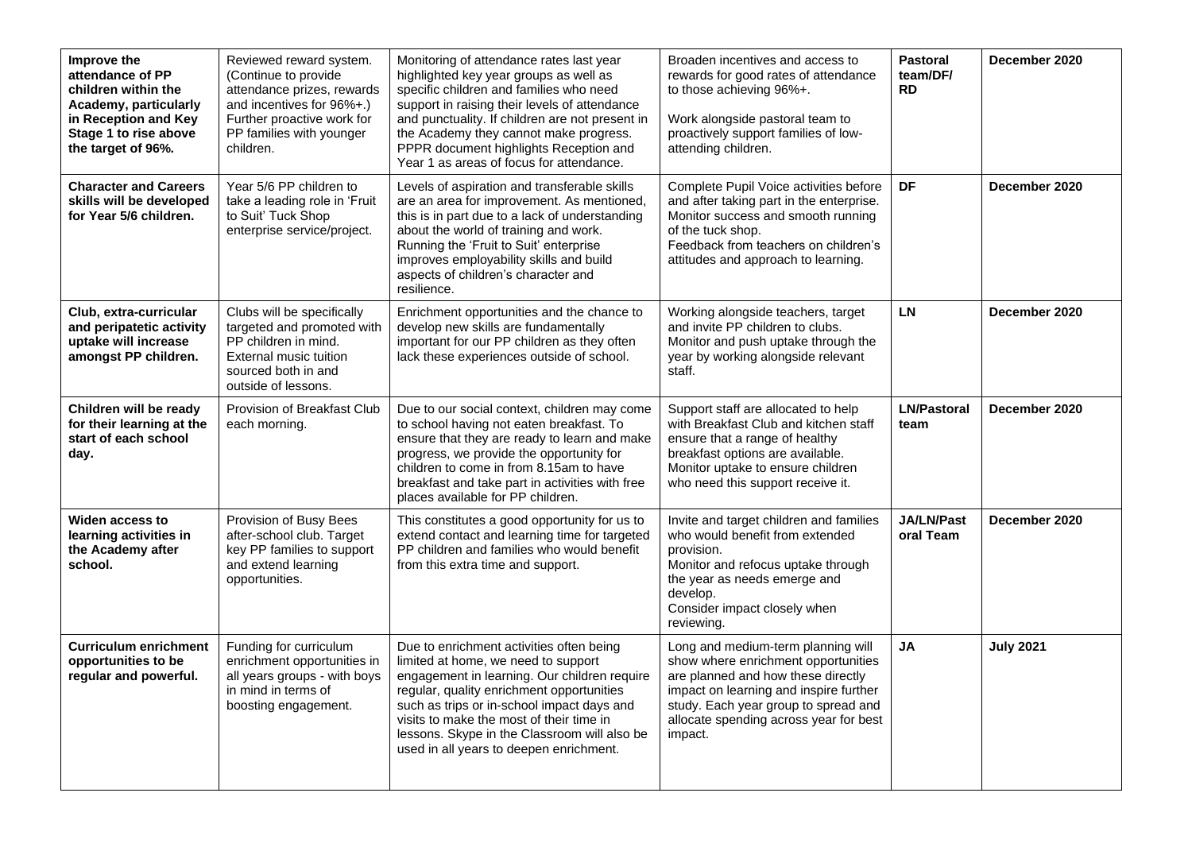| **Improve the attendance of PP children within the Academy, particularly in Reception and Key Stage 1 to rise above the target of 96%.** | Reviewed reward system. (Continue to provide attendance prizes, rewards and incentives for 96%+.) Further proactive work for PP families with younger children. | Monitoring of attendance rates last year highlighted key year groups as well as specific children and families who need support in raising their levels of attendance and punctuality. If children are not present in the Academy they cannot make progress. PPPR document highlights Reception and Year 1 as areas of focus for attendance. | Broaden incentives and access to rewards for good rates of attendance to those achieving 96%+.<br><br>Work alongside pastoral team to proactively support families of low-attending children. | **Pastoral team/DF/ RD** | **December 2020** |
|---|---|---|---|---|---|
| **Character and Careers skills will be developed for Year 5/6 children.** | Year 5/6 PP children to take a leading role in 'Fruit to Suit' Tuck Shop enterprise service/project. | Levels of aspiration and transferable skills are an area for improvement. As mentioned, this is in part due to a lack of understanding about the world of training and work. Running the 'Fruit to Suit' enterprise improves employability skills and build aspects of children's character and resilience. | Complete Pupil Voice activities before and after taking part in the enterprise. Monitor success and smooth running of the tuck shop.<br>Feedback from teachers on children's attitudes and approach to learning. | **DF** | **December 2020** |
| **Club, extra-curricular and peripatetic activity uptake will increase amongst PP children.** | Clubs will be specifically targeted and promoted with PP children in mind. External music tuition sourced both in and outside of lessons. | Enrichment opportunities and the chance to develop new skills are fundamentally important for our PP children as they often lack these experiences outside of school. | Working alongside teachers, target and invite PP children to clubs. Monitor and push uptake through the year by working alongside relevant staff. | **LN** | **December 2020** |
| **Children will be ready for their learning at the start of each school day.** | Provision of Breakfast Club each morning. | Due to our social context, children may come to school having not eaten breakfast. To ensure that they are ready to learn and make progress, we provide the opportunity for children to come in from 8.15am to have breakfast and take part in activities with free places available for PP children. | Support staff are allocated to help with Breakfast Club and kitchen staff ensure that a range of healthy breakfast options are available. Monitor uptake to ensure children who need this support receive it. | **LN/Pastoral team** | **December 2020** |
| **Widen access to learning activities in the Academy after school.** | Provision of Busy Bees after-school club. Target key PP families to support and extend learning opportunities. | This constitutes a good opportunity for us to extend contact and learning time for targeted PP children and families who would benefit from this extra time and support. | Invite and target children and families who would benefit from extended provision.<br>Monitor and refocus uptake through the year as needs emerge and develop.<br>Consider impact closely when reviewing. | **JA/LN/Pastoral Team** | **December 2020** |
| **Curriculum enrichment opportunities to be regular and powerful.** | Funding for curriculum enrichment opportunities in all years groups - with boys in mind in terms of boosting engagement. | Due to enrichment activities often being limited at home, we need to support engagement in learning. Our children require regular, quality enrichment opportunities such as trips or in-school impact days and visits to make the most of their time in lessons. Skype in the Classroom will also be used in all years to deepen enrichment. | Long and medium-term planning will show where enrichment opportunities are planned and how these directly impact on learning and inspire further study. Each year group to spread and allocate spending across year for best impact. | **JA** | **July 2021** |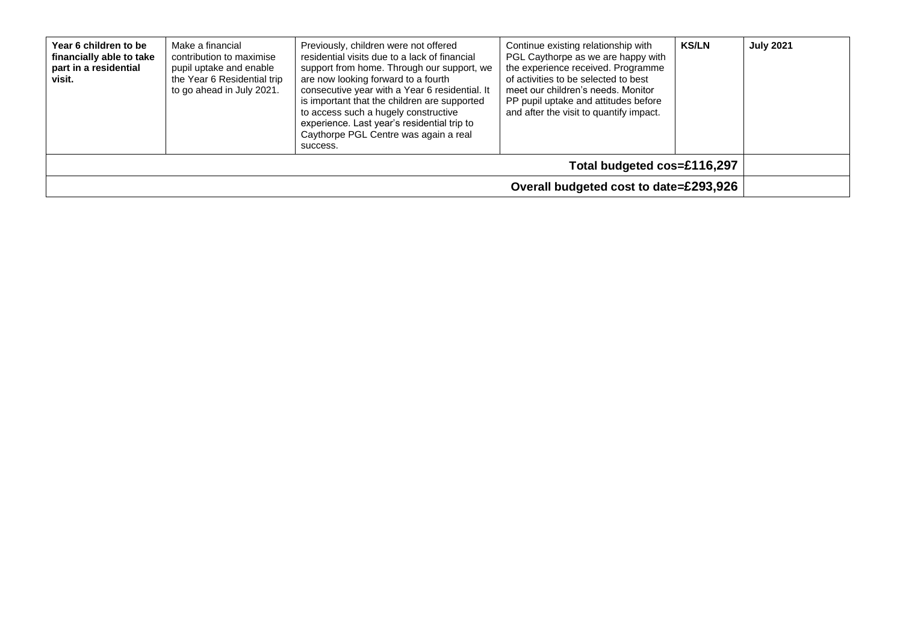| | | | | | |
|---|---|---|---|---|---|
| **Year 6 children to be financially able to take part in a residential visit.** | Make a financial contribution to maximise pupil uptake and enable the Year 6 Residential trip to go ahead in July 2021. | Previously, children were not offered residential visits due to a lack of financial support from home. Through our support, we are now looking forward to a fourth consecutive year with a Year 6 residential. It is important that the children are supported to access such a hugely constructive experience. Last year's residential trip to Caythorpe PGL Centre was again a real success. | Continue existing relationship with PGL Caythorpe as we are happy with the experience received. Programme of activities to be selected to best meet our children's needs. Monitor PP pupil uptake and attitudes before and after the visit to quantify impact. | **KS/LN** | **July 2021** |
| **Total budgeted cos=£116,297** | | | | | |
| **Overall budgeted cost to date=£293,926** | | | | | |